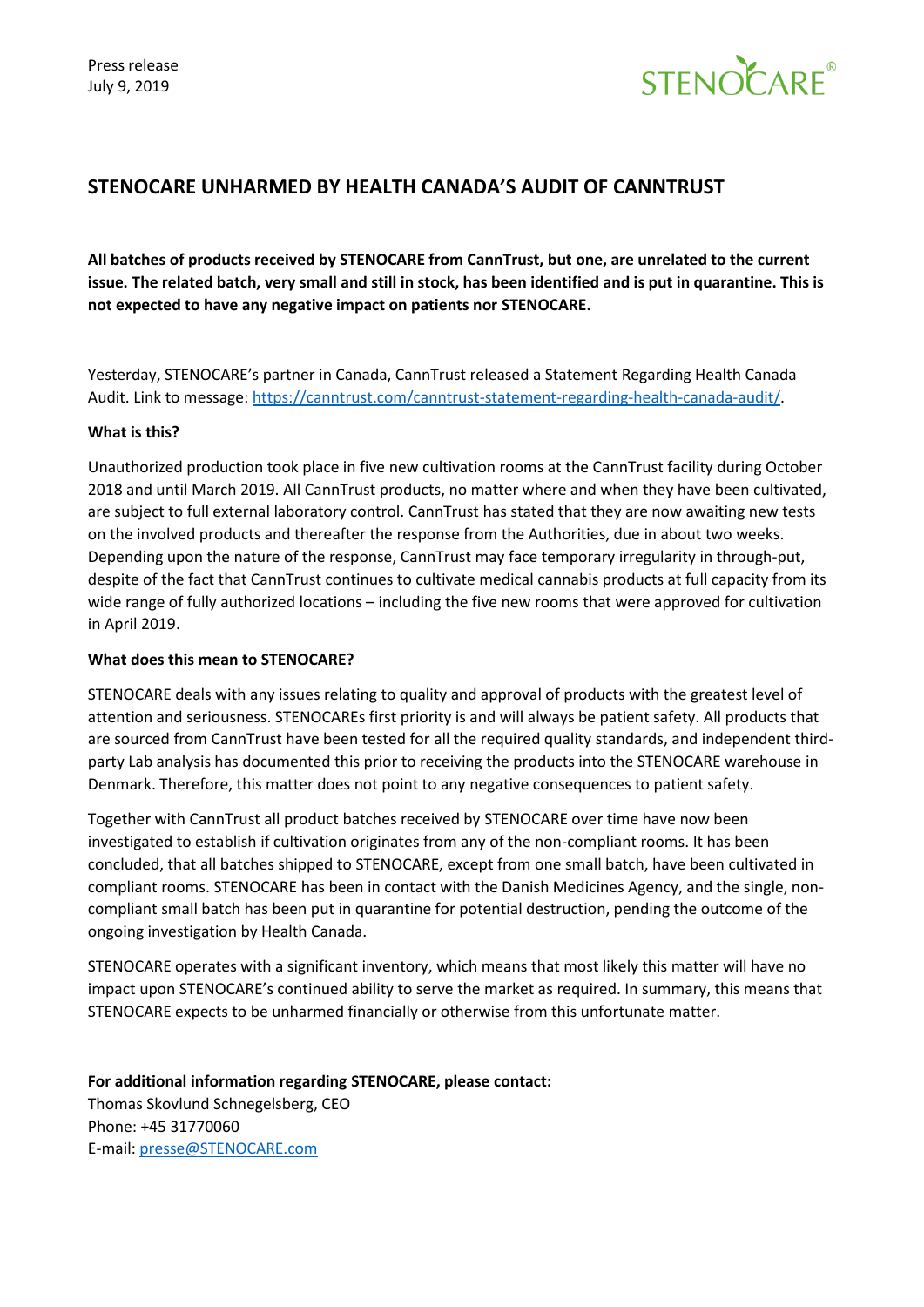Press release
July 9, 2019

STENOCARE®

## STENOCARE UNHARMED BY HEALTH CANADA'S AUDIT OF CANNTRUST

**All batches of products received by STENOCARE from CannTrust, but one, are unrelated to the current issue. The related batch, very small and still in stock, has been identified and is put in quarantine. This is not expected to have any negative impact on patients nor STENOCARE.**

Yesterday, STENOCARE's partner in Canada, CannTrust released a Statement Regarding Health Canada Audit. Link to message: [https://canntrust.com/canntrust-statement-regarding-health-canada-audit/](https://canntrust.com/canntrust-statement-regarding-health-canada-audit/).

**What is this?**

Unauthorized production took place in five new cultivation rooms at the CannTrust facility during October 2018 and until March 2019. All CannTrust products, no matter where and when they have been cultivated, are subject to full external laboratory control. CannTrust has stated that they are now awaiting new tests on the involved products and thereafter the response from the Authorities, due in about two weeks. Depending upon the nature of the response, CannTrust may face temporary irregularity in through-put, despite of the fact that CannTrust continues to cultivate medical cannabis products at full capacity from its wide range of fully authorized locations – including the five new rooms that were approved for cultivation in April 2019.

**What does this mean to STENOCARE?**

STENOCARE deals with any issues relating to quality and approval of products with the greatest level of attention and seriousness. STENOCAREs first priority is and will always be patient safety. All products that are sourced from CannTrust have been tested for all the required quality standards, and independent third-party Lab analysis has documented this prior to receiving the products into the STENOCARE warehouse in Denmark. Therefore, this matter does not point to any negative consequences to patient safety.

Together with CannTrust all product batches received by STENOCARE over time have now been investigated to establish if cultivation originates from any of the non-compliant rooms. It has been concluded, that all batches shipped to STENOCARE, except from one small batch, have been cultivated in compliant rooms. STENOCARE has been in contact with the Danish Medicines Agency, and the single, non-compliant small batch has been put in quarantine for potential destruction, pending the outcome of the ongoing investigation by Health Canada.

STENOCARE operates with a significant inventory, which means that most likely this matter will have no impact upon STENOCARE's continued ability to serve the market as required. In summary, this means that STENOCARE expects to be unharmed financially or otherwise from this unfortunate matter.

**For additional information regarding STENOCARE, please contact:**
Thomas Skovlund Schnegelsberg, CEO
Phone: +45 31770060
E-mail: [presse@STENOCARE.com](mailto:presse@STENOCARE.com)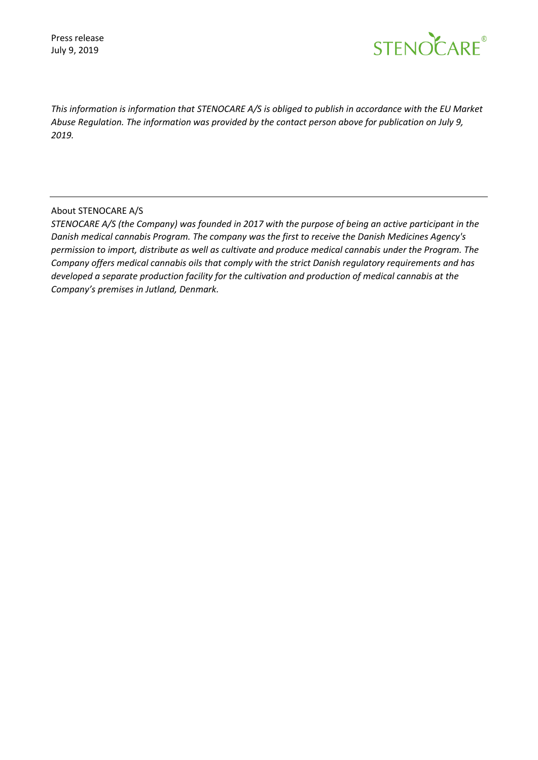*This information is information that STENOCARE A/S is obliged to publish in accordance with the EU Market Abuse Regulation. The information was provided by the contact person above for publication on July 9, 2019.*

---

About STENOCARE A/S

*STENOCARE A/S (the Company) was founded in 2017 with the purpose of being an active participant in the Danish medical cannabis Program. The company was the first to receive the Danish Medicines Agency's permission to import, distribute as well as cultivate and produce medical cannabis under the Program. The Company offers medical cannabis oils that comply with the strict Danish regulatory requirements and has developed a separate production facility for the cultivation and production of medical cannabis at the Company's premises in Jutland, Denmark.*